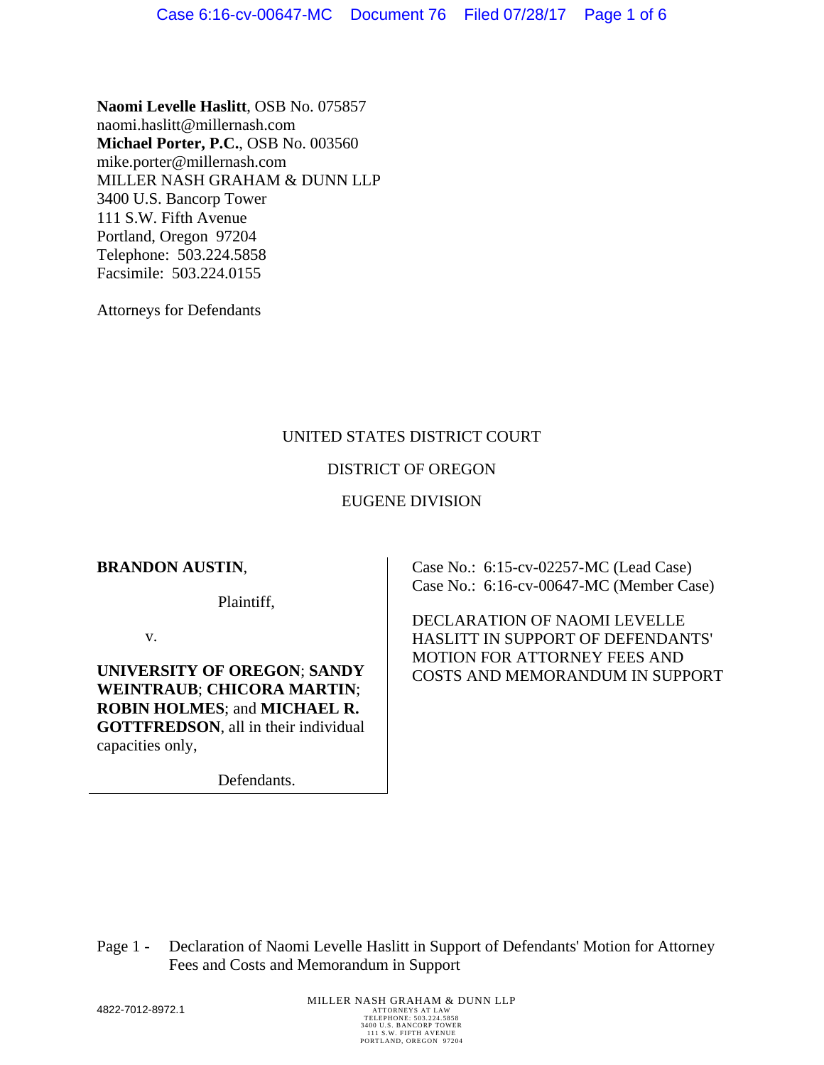**Naomi Levelle Haslitt**, OSB No. 075857
naomi.haslitt@millernash.com
**Michael Porter, P.C.**, OSB No. 003560
mike.porter@millernash.com
MILLER NASH GRAHAM & DUNN LLP
3400 U.S. Bancorp Tower
111 S.W. Fifth Avenue
Portland, Oregon 97204
Telephone: 503.224.5858
Facsimile: 503.224.0155

Attorneys for Defendants

UNITED STATES DISTRICT COURT

DISTRICT OF OREGON

EUGENE DIVISION

**BRANDON AUSTIN**,

Plaintiff,

v.

**UNIVERSITY OF OREGON**; **SANDY WEINTRAUB**; **CHICORA MARTIN**; **ROBIN HOLMES**; and **MICHAEL R. GOTTFREDSON**, all in their individual capacities only,

Defendants.

Case No.: 6:15-cv-02257-MC (Lead Case)
Case No.: 6:16-cv-00647-MC (Member Case)

DECLARATION OF NAOMI LEVELLE HASLITT IN SUPPORT OF DEFENDANTS' MOTION FOR ATTORNEY FEES AND COSTS AND MEMORANDUM IN SUPPORT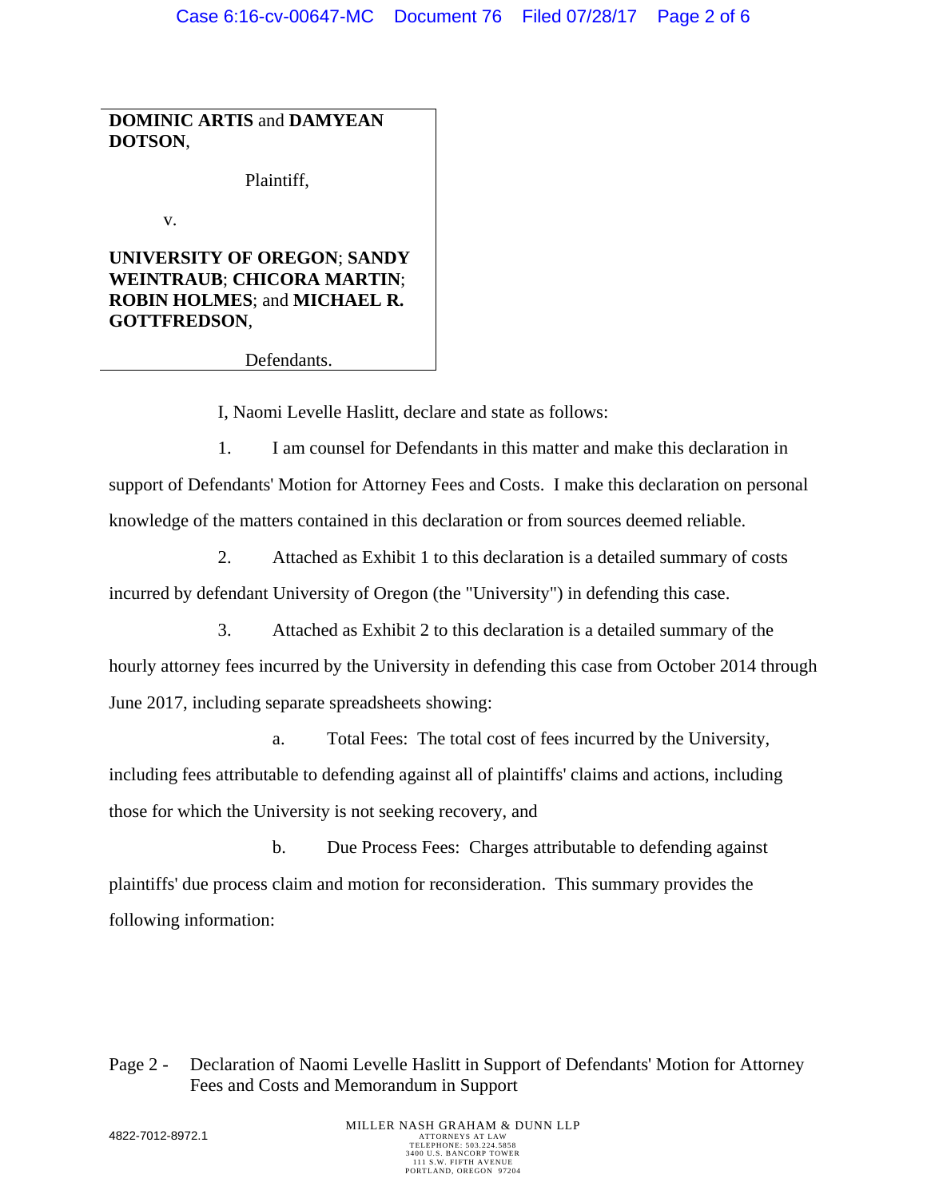**DOMINIC ARTIS** and **DAMYEAN DOTSON**,

Plaintiff,

v.

**UNIVERSITY OF OREGON**; **SANDY WEINTRAUB**; **CHICORA MARTIN**; **ROBIN HOLMES**; and **MICHAEL R. GOTTFREDSON**,

Defendants.

I, Naomi Levelle Haslitt, declare and state as follows:

1. I am counsel for Defendants in this matter and make this declaration in support of Defendants' Motion for Attorney Fees and Costs. I make this declaration on personal knowledge of the matters contained in this declaration or from sources deemed reliable.

2. Attached as Exhibit 1 to this declaration is a detailed summary of costs incurred by defendant University of Oregon (the "University") in defending this case.

3. Attached as Exhibit 2 to this declaration is a detailed summary of the hourly attorney fees incurred by the University in defending this case from October 2014 through June 2017, including separate spreadsheets showing:

   a. Total Fees: The total cost of fees incurred by the University, including fees attributable to defending against all of plaintiffs' claims and actions, including those for which the University is not seeking recovery, and

   b. Due Process Fees: Charges attributable to defending against plaintiffs' due process claim and motion for reconsideration. This summary provides the following information: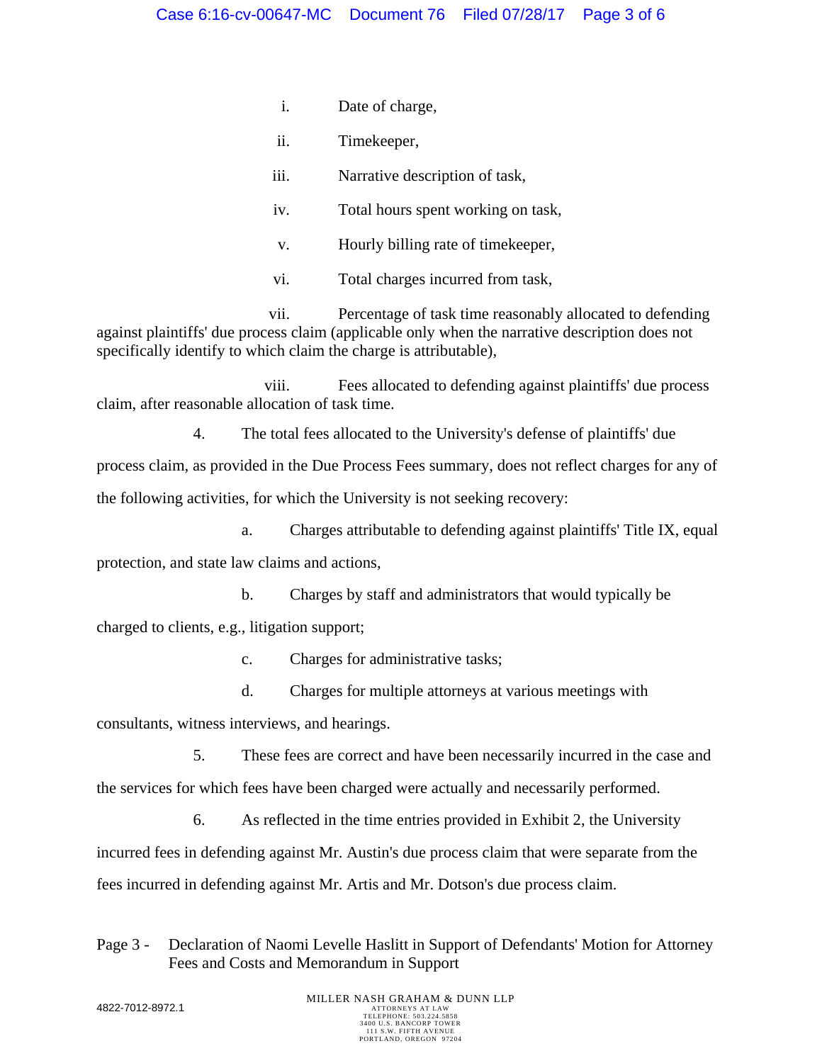i. Date of charge,

ii. Timekeeper,

iii. Narrative description of task,

iv. Total hours spent working on task,

v. Hourly billing rate of timekeeper,

vi. Total charges incurred from task,

vii. Percentage of task time reasonably allocated to defending against plaintiffs' due process claim (applicable only when the narrative description does not specifically identify to which claim the charge is attributable),

viii. Fees allocated to defending against plaintiffs' due process claim, after reasonable allocation of task time.

4. The total fees allocated to the University's defense of plaintiffs' due process claim, as provided in the Due Process Fees summary, does not reflect charges for any of the following activities, for which the University is not seeking recovery:

a. Charges attributable to defending against plaintiffs' Title IX, equal protection, and state law claims and actions,

b. Charges by staff and administrators that would typically be charged to clients, e.g., litigation support;

c. Charges for administrative tasks;

d. Charges for multiple attorneys at various meetings with consultants, witness interviews, and hearings.

5. These fees are correct and have been necessarily incurred in the case and the services for which fees have been charged were actually and necessarily performed.

6. As reflected in the time entries provided in Exhibit 2, the University incurred fees in defending against Mr. Austin's due process claim that were separate from the fees incurred in defending against Mr. Artis and Mr. Dotson's due process claim.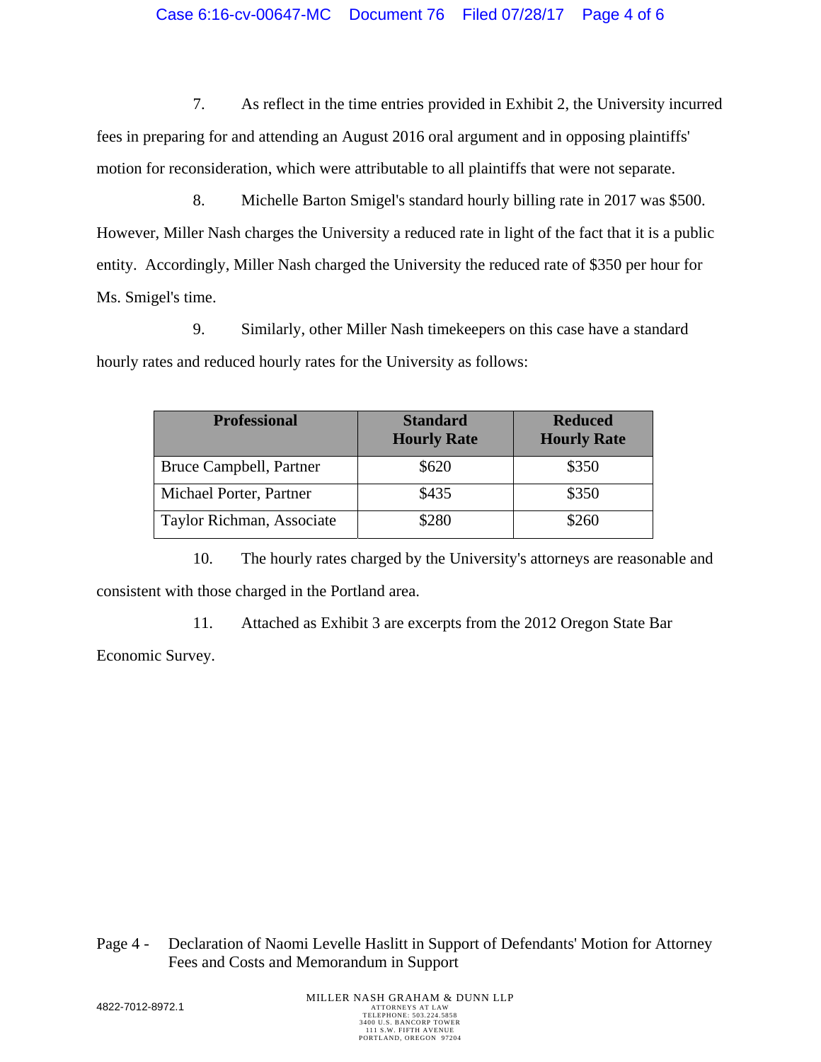7. As reflect in the time entries provided in Exhibit 2, the University incurred fees in preparing for and attending an August 2016 oral argument and in opposing plaintiffs' motion for reconsideration, which were attributable to all plaintiffs that were not separate.

8. Michelle Barton Smigel's standard hourly billing rate in 2017 was $500. However, Miller Nash charges the University a reduced rate in light of the fact that it is a public entity. Accordingly, Miller Nash charged the University the reduced rate of $350 per hour for Ms. Smigel's time.

9. Similarly, other Miller Nash timekeepers on this case have a standard hourly rates and reduced hourly rates for the University as follows:

| Professional | Standard Hourly Rate | Reduced Hourly Rate |
|---|---|---|
| Bruce Campbell, Partner | $620 | $350 |
| Michael Porter, Partner | $435 | $350 |
| Taylor Richman, Associate | $280 | $260 |

10. The hourly rates charged by the University's attorneys are reasonable and consistent with those charged in the Portland area.

11. Attached as Exhibit 3 are excerpts from the 2012 Oregon State Bar Economic Survey.

Page 4 - Declaration of Naomi Levelle Haslitt in Support of Defendants' Motion for Attorney Fees and Costs and Memorandum in Support

4822-7012-8972.1

MILLER NASH GRAHAM & DUNN LLP
ATTORNEYS AT LAW
TELEPHONE: 503.224.5858
3400 U.S. BANCORP TOWER
111 S.W. FIFTH AVENUE
PORTLAND, OREGON 97204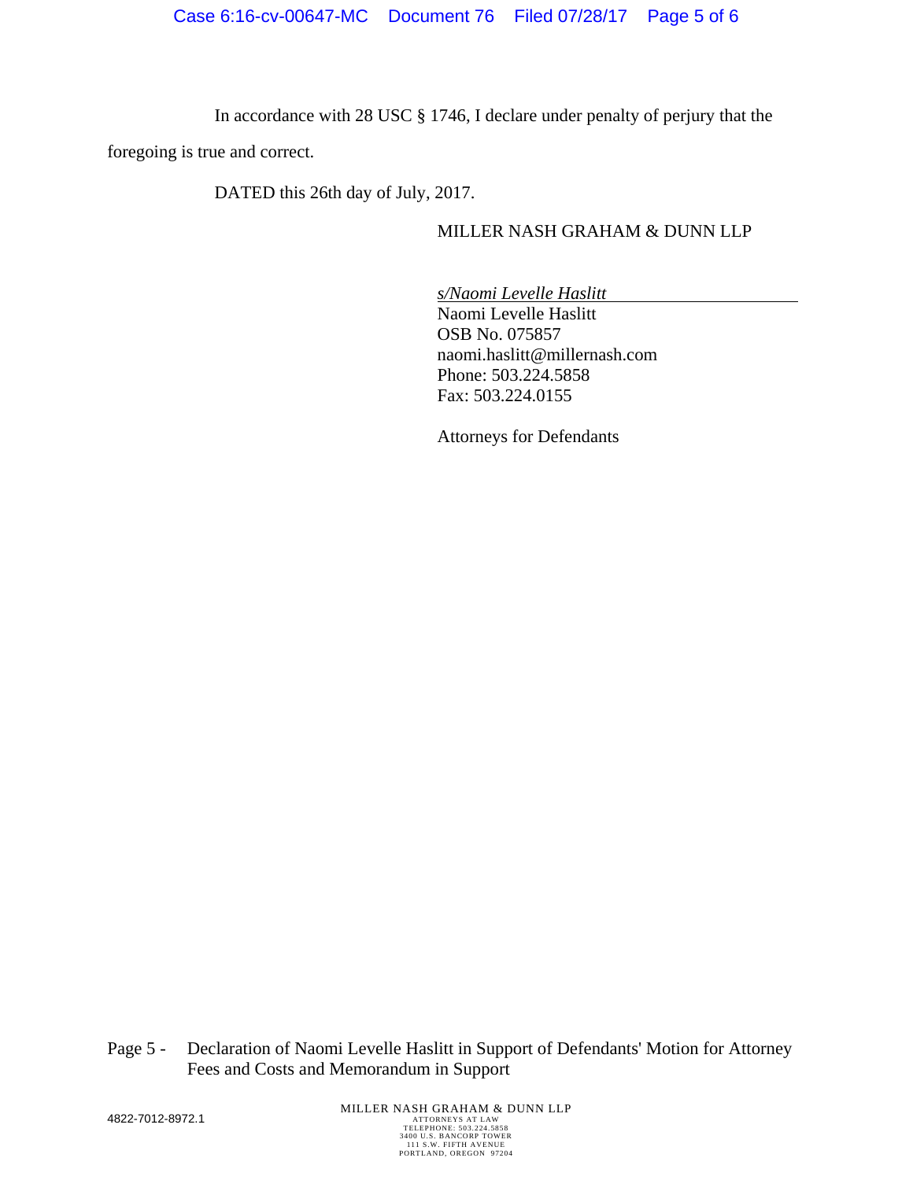In accordance with 28 USC § 1746, I declare under penalty of perjury that the foregoing is true and correct.

DATED this 26th day of July, 2017.

MILLER NASH GRAHAM & DUNN LLP

*s/Naomi Levelle Haslitt*
Naomi Levelle Haslitt
OSB No. 075857
naomi.haslitt@millernash.com
Phone: 503.224.5858
Fax: 503.224.0155

Attorneys for Defendants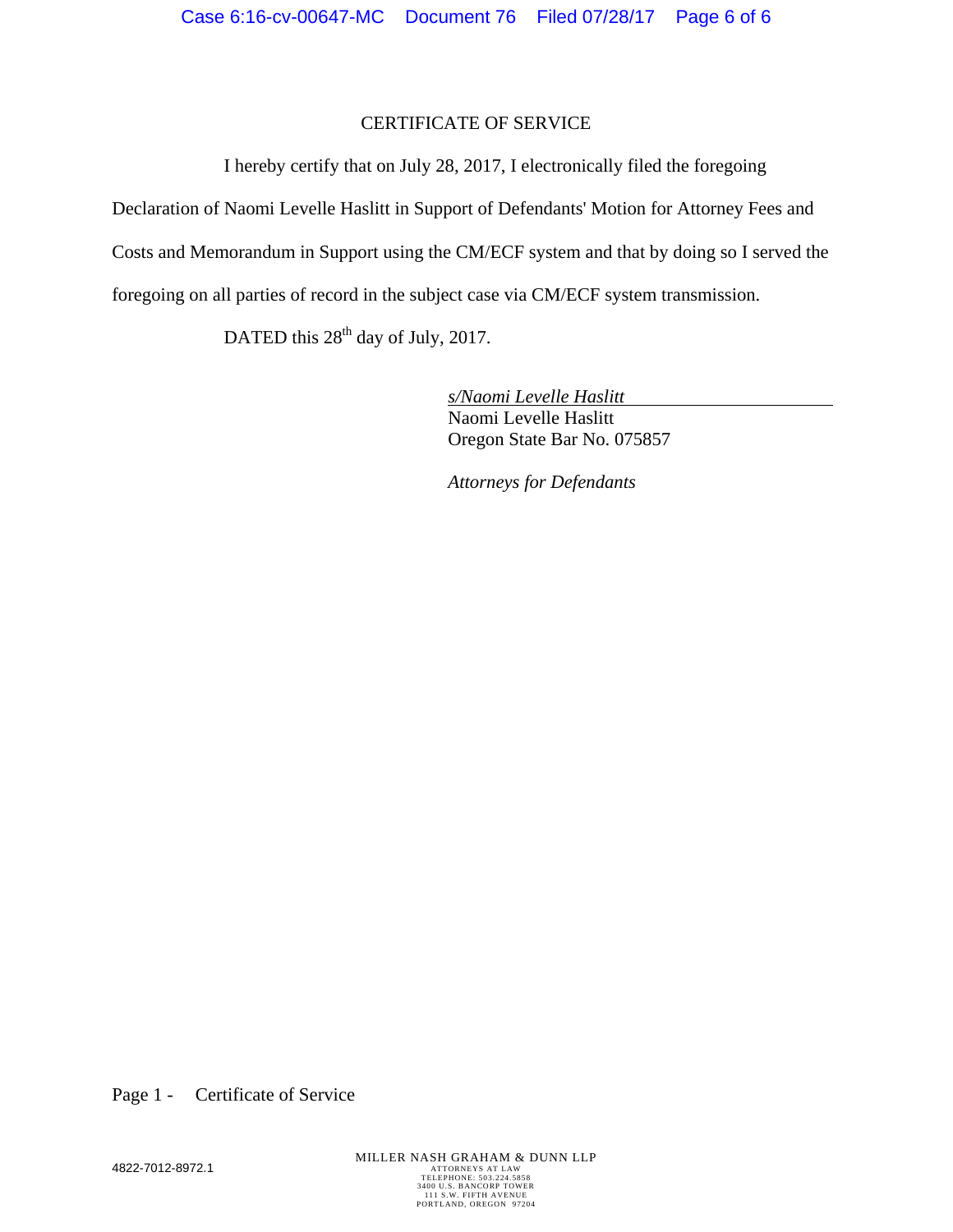## CERTIFICATE OF SERVICE

I hereby certify that on July 28, 2017, I electronically filed the foregoing Declaration of Naomi Levelle Haslitt in Support of Defendants' Motion for Attorney Fees and Costs and Memorandum in Support using the CM/ECF system and that by doing so I served the foregoing on all parties of record in the subject case via CM/ECF system transmission.

DATED this 28th day of July, 2017.

*s/Naomi Levelle Haslitt*
Naomi Levelle Haslitt
Oregon State Bar No. 075857

*Attorneys for Defendants*

Page 1 - Certificate of Service

4822-7012-8972.1

MILLER NASH GRAHAM & DUNN LLP
ATTORNEYS AT LAW
TELEPHONE: 503.224.5858
3400 U.S. BANCORP TOWER
111 S.W. FIFTH AVENUE
PORTLAND, OREGON 97204